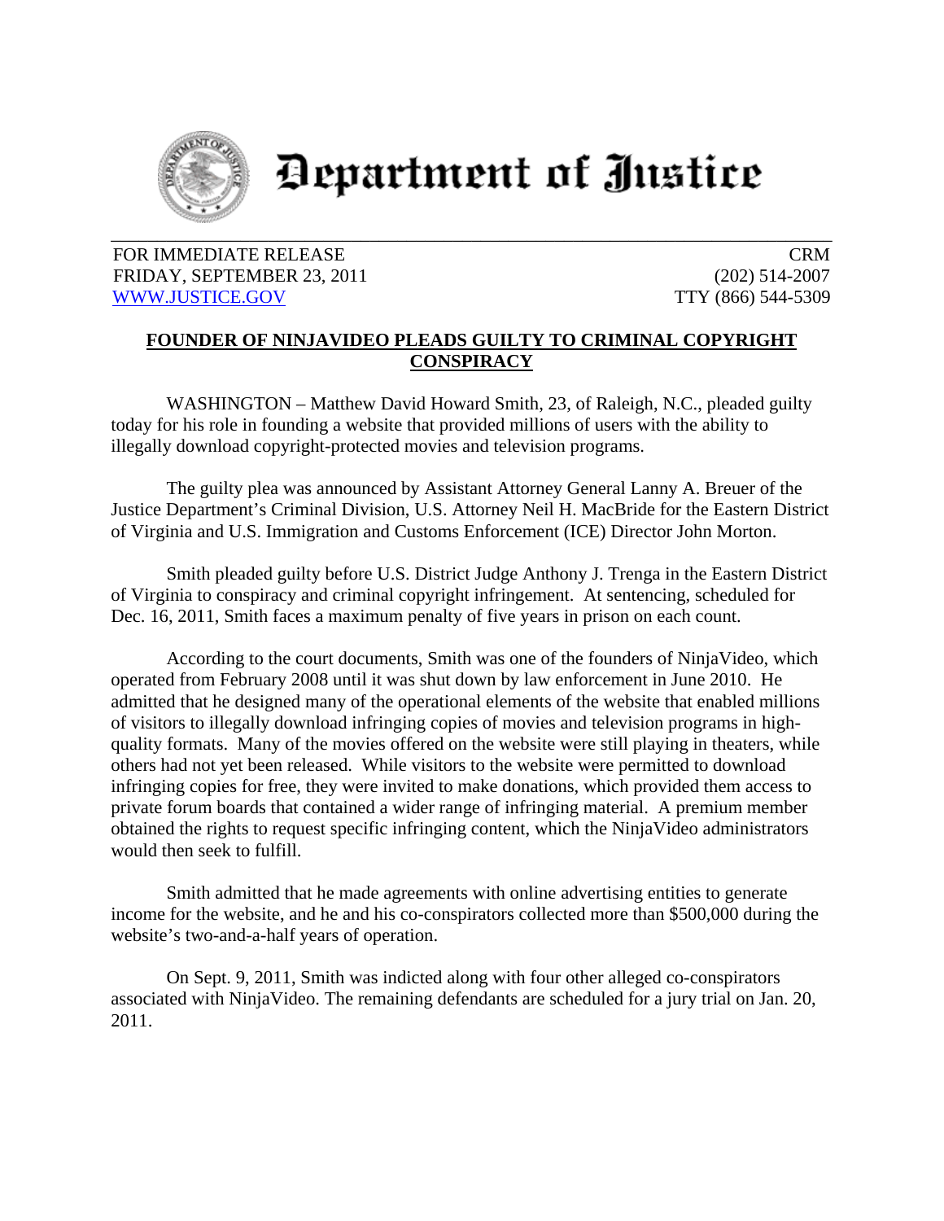# Department of Justice

FOR IMMEDIATE RELEASE
FRIDAY, SEPTEMBER 23, 2011
WWW.JUSTICE.GOV

CRM
(202) 514-2007
TTY (866) 544-5309

## FOUNDER OF NINJAVIDEO PLEADS GUILTY TO CRIMINAL COPYRIGHT CONSPIRACY

WASHINGTON – Matthew David Howard Smith, 23, of Raleigh, N.C., pleaded guilty today for his role in founding a website that provided millions of users with the ability to illegally download copyright-protected movies and television programs.

The guilty plea was announced by Assistant Attorney General Lanny A. Breuer of the Justice Department's Criminal Division, U.S. Attorney Neil H. MacBride for the Eastern District of Virginia and U.S. Immigration and Customs Enforcement (ICE) Director John Morton.

Smith pleaded guilty before U.S. District Judge Anthony J. Trenga in the Eastern District of Virginia to conspiracy and criminal copyright infringement. At sentencing, scheduled for Dec. 16, 2011, Smith faces a maximum penalty of five years in prison on each count.

According to the court documents, Smith was one of the founders of NinjaVideo, which operated from February 2008 until it was shut down by law enforcement in June 2010. He admitted that he designed many of the operational elements of the website that enabled millions of visitors to illegally download infringing copies of movies and television programs in high-quality formats. Many of the movies offered on the website were still playing in theaters, while others had not yet been released. While visitors to the website were permitted to download infringing copies for free, they were invited to make donations, which provided them access to private forum boards that contained a wider range of infringing material. A premium member obtained the rights to request specific infringing content, which the NinjaVideo administrators would then seek to fulfill.

Smith admitted that he made agreements with online advertising entities to generate income for the website, and he and his co-conspirators collected more than $500,000 during the website's two-and-a-half years of operation.

On Sept. 9, 2011, Smith was indicted along with four other alleged co-conspirators associated with NinjaVideo. The remaining defendants are scheduled for a jury trial on Jan. 20, 2011.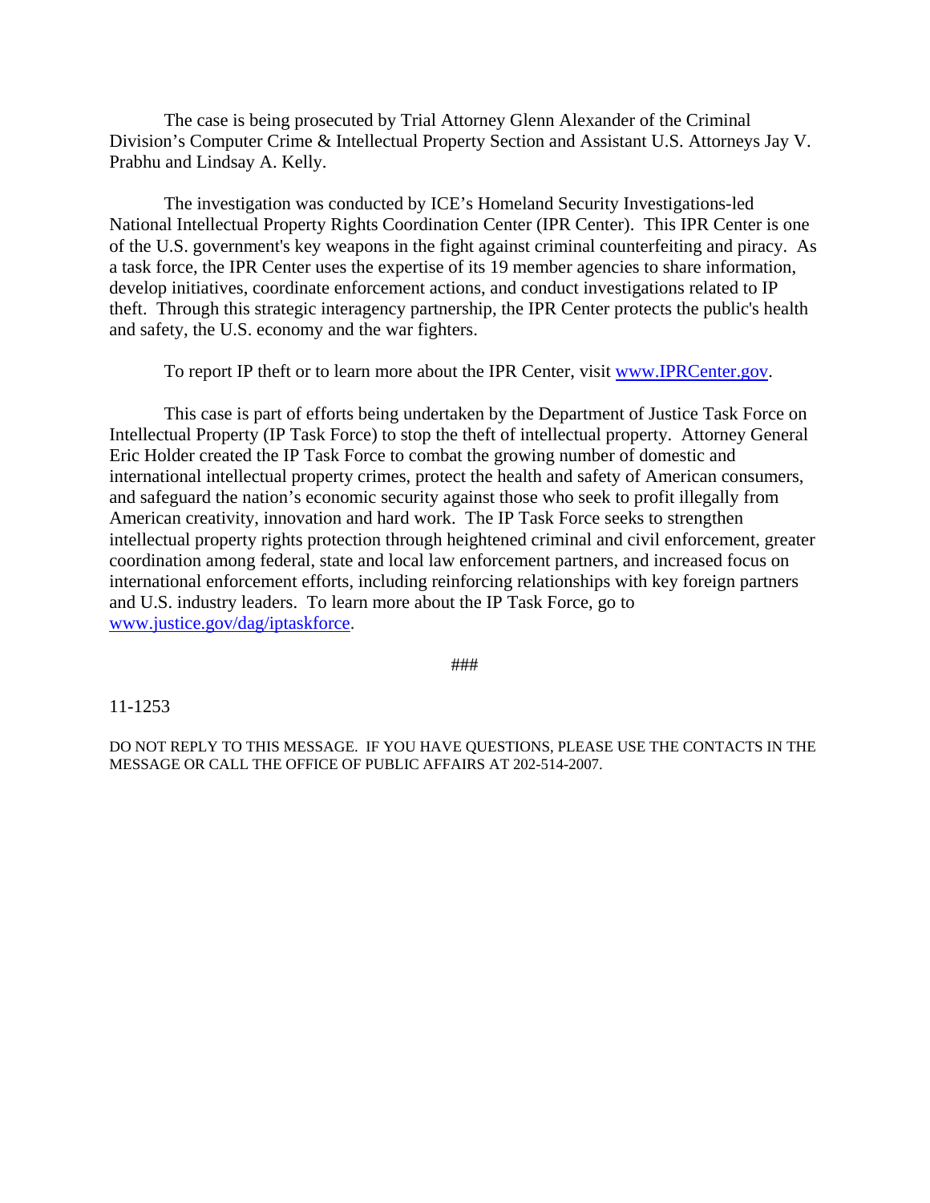The case is being prosecuted by Trial Attorney Glenn Alexander of the Criminal Division's Computer Crime & Intellectual Property Section and Assistant U.S. Attorneys Jay V. Prabhu and Lindsay A. Kelly.

The investigation was conducted by ICE's Homeland Security Investigations-led National Intellectual Property Rights Coordination Center (IPR Center). This IPR Center is one of the U.S. government's key weapons in the fight against criminal counterfeiting and piracy. As a task force, the IPR Center uses the expertise of its 19 member agencies to share information, develop initiatives, coordinate enforcement actions, and conduct investigations related to IP theft. Through this strategic interagency partnership, the IPR Center protects the public's health and safety, the U.S. economy and the war fighters.

To report IP theft or to learn more about the IPR Center, visit www.IPRCenter.gov.

This case is part of efforts being undertaken by the Department of Justice Task Force on Intellectual Property (IP Task Force) to stop the theft of intellectual property. Attorney General Eric Holder created the IP Task Force to combat the growing number of domestic and international intellectual property crimes, protect the health and safety of American consumers, and safeguard the nation's economic security against those who seek to profit illegally from American creativity, innovation and hard work. The IP Task Force seeks to strengthen intellectual property rights protection through heightened criminal and civil enforcement, greater coordination among federal, state and local law enforcement partners, and increased focus on international enforcement efforts, including reinforcing relationships with key foreign partners and U.S. industry leaders. To learn more about the IP Task Force, go to www.justice.gov/dag/iptaskforce.

###

11-1253

DO NOT REPLY TO THIS MESSAGE. IF YOU HAVE QUESTIONS, PLEASE USE THE CONTACTS IN THE MESSAGE OR CALL THE OFFICE OF PUBLIC AFFAIRS AT 202-514-2007.